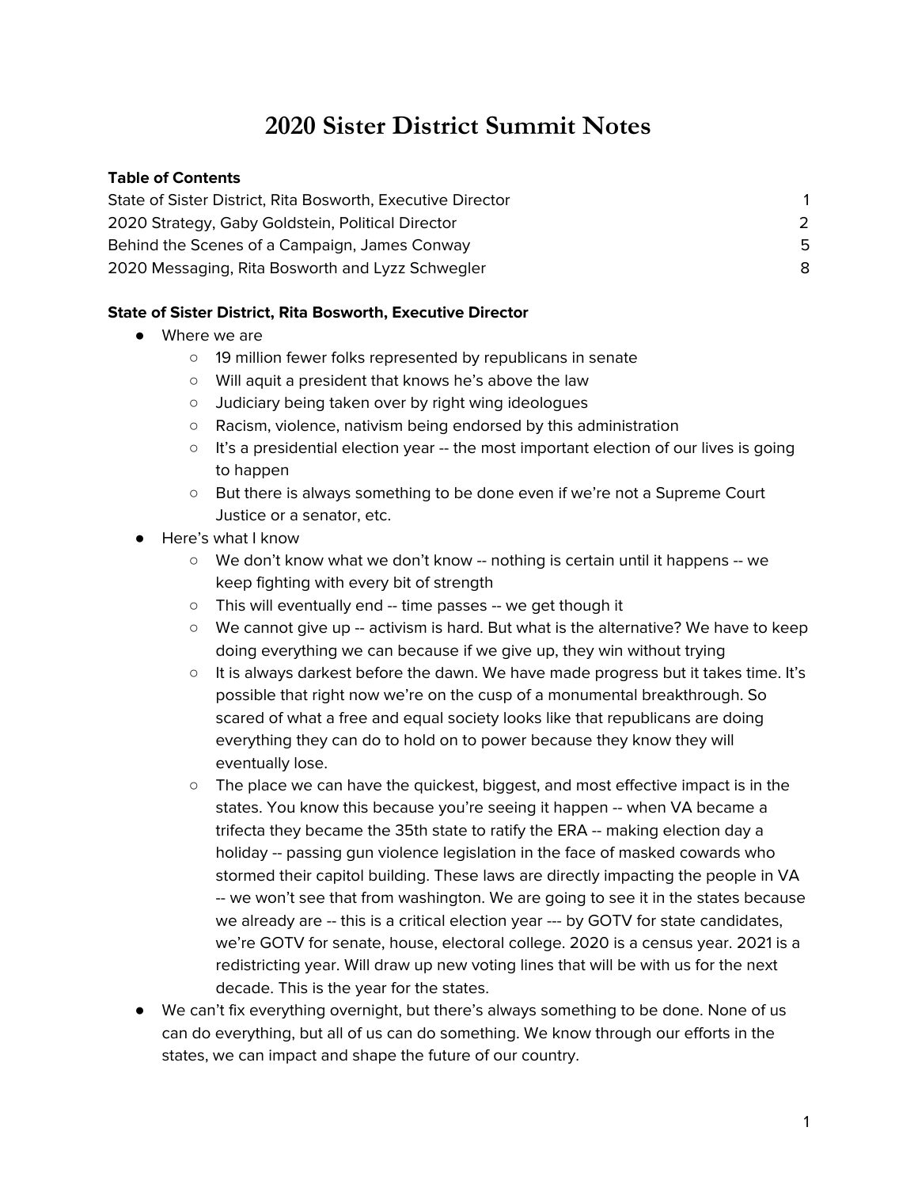# 2020 Sister District Summit Notes

**Table of Contents**

| | |
|---|---|
| State of Sister District, Rita Bosworth, Executive Director | 1 |
| 2020 Strategy, Gaby Goldstein, Political Director | 2 |
| Behind the Scenes of a Campaign, James Conway | 5 |
| 2020 Messaging, Rita Bosworth and Lyzz Schwegler | 8 |

**State of Sister District, Rita Bosworth, Executive Director**

- Where we are
  - 19 million fewer folks represented by republicans in senate
  - Will aquit a president that knows he's above the law
  - Judiciary being taken over by right wing ideologues
  - Racism, violence, nativism being endorsed by this administration
  - It's a presidential election year -- the most important election of our lives is going to happen
  - But there is always something to be done even if we're not a Supreme Court Justice or a senator, etc.
- Here's what I know
  - We don't know what we don't know -- nothing is certain until it happens -- we keep fighting with every bit of strength
  - This will eventually end -- time passes -- we get though it
  - We cannot give up -- activism is hard. But what is the alternative? We have to keep doing everything we can because if we give up, they win without trying
  - It is always darkest before the dawn. We have made progress but it takes time. It's possible that right now we're on the cusp of a monumental breakthrough. So scared of what a free and equal society looks like that republicans are doing everything they can do to hold on to power because they know they will eventually lose.
  - The place we can have the quickest, biggest, and most effective impact is in the states. You know this because you're seeing it happen -- when VA became a trifecta they became the 35th state to ratify the ERA -- making election day a holiday -- passing gun violence legislation in the face of masked cowards who stormed their capitol building. These laws are directly impacting the people in VA -- we won't see that from washington. We are going to see it in the states because we already are -- this is a critical election year --- by GOTV for state candidates, we're GOTV for senate, house, electoral college. 2020 is a census year. 2021 is a redistricting year. Will draw up new voting lines that will be with us for the next decade. This is the year for the states.
- We can't fix everything overnight, but there's always something to be done. None of us can do everything, but all of us can do something. We know through our efforts in the states, we can impact and shape the future of our country.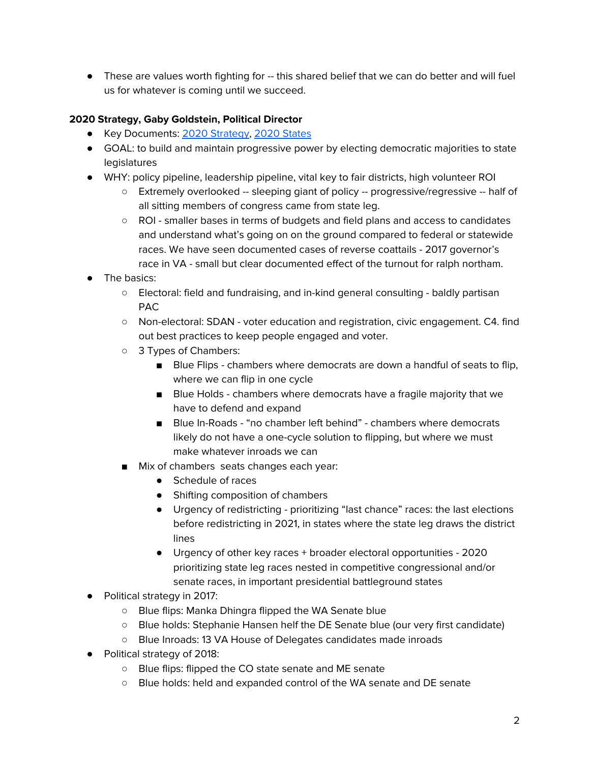- These are values worth fighting for -- this shared belief that we can do better and will fuel us for whatever is coming until we succeed.

**2020 Strategy, Gaby Goldstein, Political Director**

- Key Documents: [2020 Strategy](), [2020 States]()
- GOAL: to build and maintain progressive power by electing democratic majorities to state legislatures
- WHY: policy pipeline, leadership pipeline, vital key to fair districts, high volunteer ROI
    - Extremely overlooked -- sleeping giant of policy -- progressive/regressive -- half of all sitting members of congress came from state leg.
    - ROI - smaller bases in terms of budgets and field plans and access to candidates and understand what's going on on the ground compared to federal or statewide races. We have seen documented cases of reverse coattails - 2017 governor's race in VA - small but clear documented effect of the turnout for ralph northam.
- The basics:
    - Electoral: field and fundraising, and in-kind general consulting - baldly partisan PAC
    - Non-electoral: SDAN - voter education and registration, civic engagement. C4. find out best practices to keep people engaged and voter.
    - 3 Types of Chambers:
        - Blue Flips - chambers where democrats are down a handful of seats to flip, where we can flip in one cycle
        - Blue Holds - chambers where democrats have a fragile majority that we have to defend and expand
        - Blue In-Roads - "no chamber left behind" - chambers where democrats likely do not have a one-cycle solution to flipping, but where we must make whatever inroads we can
    - Mix of chambers  seats changes each year:
        - Schedule of races
        - Shifting composition of chambers
        - Urgency of redistricting - prioritizing "last chance" races: the last elections before redistricting in 2021, in states where the state leg draws the district lines
        - Urgency of other key races + broader electoral opportunities - 2020 prioritizing state leg races nested in competitive congressional and/or senate races, in important presidential battleground states
- Political strategy in 2017:
    - Blue flips: Manka Dhingra flipped the WA Senate blue
    - Blue holds: Stephanie Hansen helf the DE Senate blue (our very first candidate)
    - Blue Inroads: 13 VA House of Delegates candidates made inroads
- Political strategy of 2018:
    - Blue flips: flipped the CO state senate and ME senate
    - Blue holds: held and expanded control of the WA senate and DE senate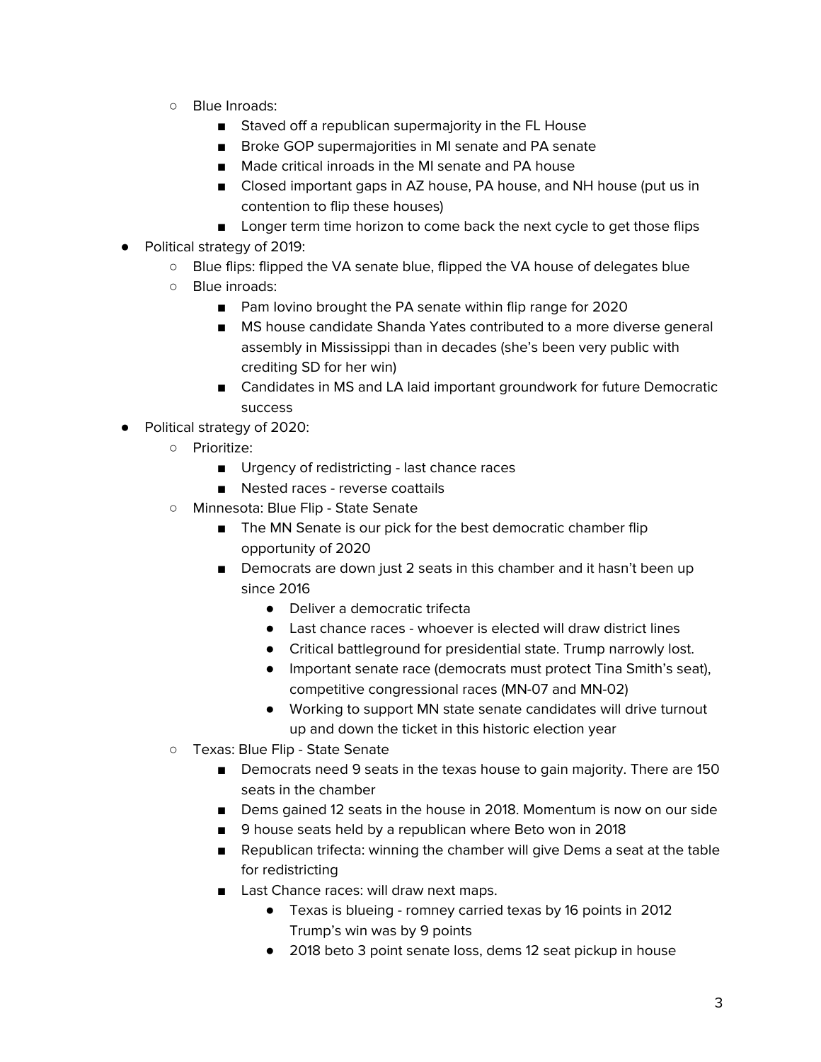- Blue Inroads:
  - Staved off a republican supermajority in the FL House
  - Broke GOP supermajorities in MI senate and PA senate
  - Made critical inroads in the MI senate and PA house
  - Closed important gaps in AZ house, PA house, and NH house (put us in contention to flip these houses)
  - Longer term time horizon to come back the next cycle to get those flips

- Political strategy of 2019:
  - Blue flips: flipped the VA senate blue, flipped the VA house of delegates blue
  - Blue inroads:
    - Pam Iovino brought the PA senate within flip range for 2020
    - MS house candidate Shanda Yates contributed to a more diverse general assembly in Mississippi than in decades (she's been very public with crediting SD for her win)
    - Candidates in MS and LA laid important groundwork for future Democratic success
- Political strategy of 2020:
  - Prioritize:
    - Urgency of redistricting - last chance races
    - Nested races - reverse coattails
  - Minnesota: Blue Flip - State Senate
    - The MN Senate is our pick for the best democratic chamber flip opportunity of 2020
    - Democrats are down just 2 seats in this chamber and it hasn't been up since 2016
      - Deliver a democratic trifecta
      - Last chance races - whoever is elected will draw district lines
      - Critical battleground for presidential state. Trump narrowly lost.
      - Important senate race (democrats must protect Tina Smith's seat), competitive congressional races (MN-07 and MN-02)
      - Working to support MN state senate candidates will drive turnout up and down the ticket in this historic election year
  - Texas: Blue Flip - State Senate
    - Democrats need 9 seats in the texas house to gain majority. There are 150 seats in the chamber
    - Dems gained 12 seats in the house in 2018. Momentum is now on our side
    - 9 house seats held by a republican where Beto won in 2018
    - Republican trifecta: winning the chamber will give Dems a seat at the table for redistricting
    - Last Chance races: will draw next maps.
      - Texas is blueing - romney carried texas by 16 points in 2012 Trump's win was by 9 points
      - 2018 beto 3 point senate loss, dems 12 seat pickup in house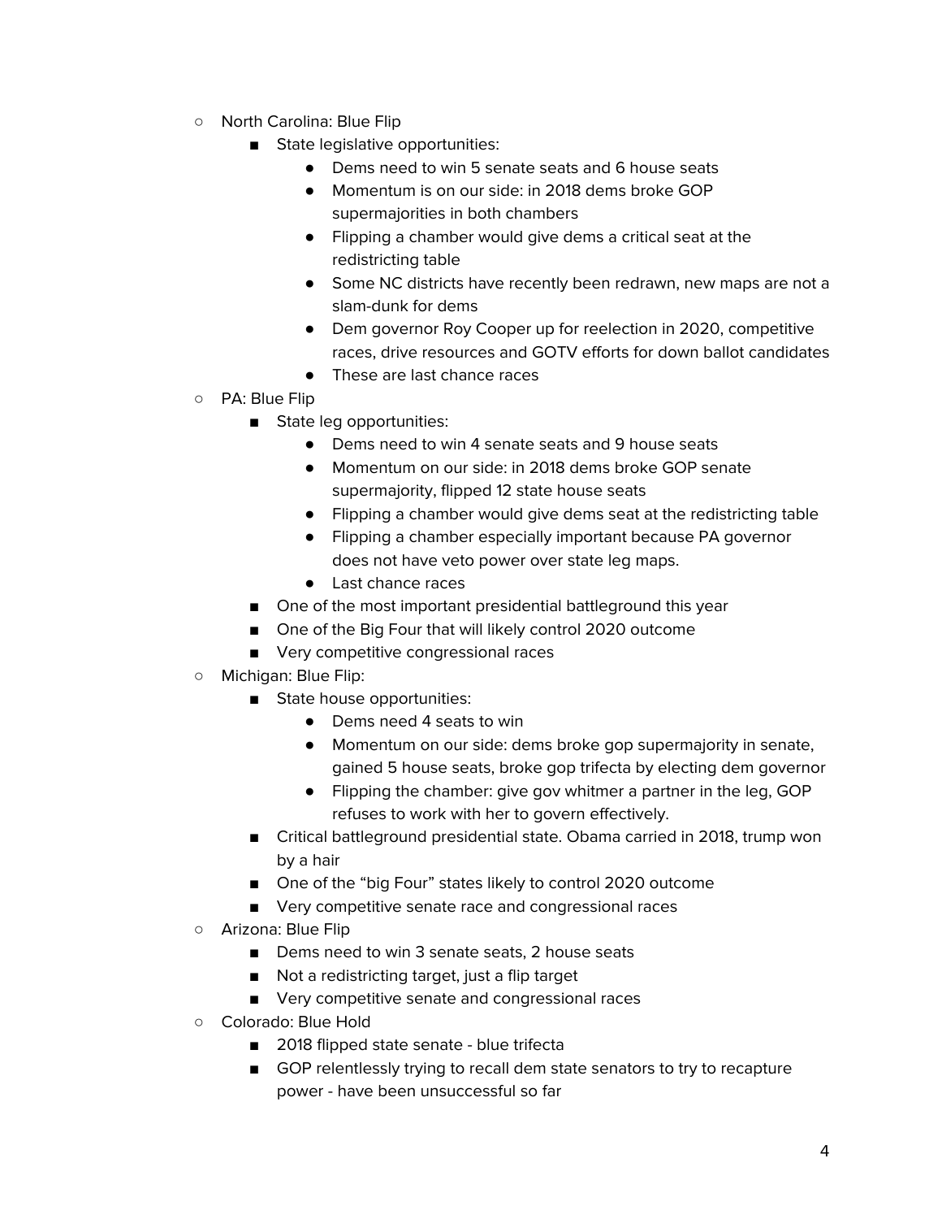- North Carolina: Blue Flip
    - State legislative opportunities:
        - Dems need to win 5 senate seats and 6 house seats
        - Momentum is on our side: in 2018 dems broke GOP supermajorities in both chambers
        - Flipping a chamber would give dems a critical seat at the redistricting table
        - Some NC districts have recently been redrawn, new maps are not a slam-dunk for dems
        - Dem governor Roy Cooper up for reelection in 2020, competitive races, drive resources and GOTV efforts for down ballot candidates
        - These are last chance races
- PA: Blue Flip
    - State leg opportunities:
        - Dems need to win 4 senate seats and 9 house seats
        - Momentum on our side: in 2018 dems broke GOP senate supermajority, flipped 12 state house seats
        - Flipping a chamber would give dems seat at the redistricting table
        - Flipping a chamber especially important because PA governor does not have veto power over state leg maps.
        - Last chance races
    - One of the most important presidential battleground this year
    - One of the Big Four that will likely control 2020 outcome
    - Very competitive congressional races
- Michigan: Blue Flip:
    - State house opportunities:
        - Dems need 4 seats to win
        - Momentum on our side: dems broke gop supermajority in senate, gained 5 house seats, broke gop trifecta by electing dem governor
        - Flipping the chamber: give gov whitmer a partner in the leg, GOP refuses to work with her to govern effectively.
    - Critical battleground presidential state. Obama carried in 2018, trump won by a hair
    - One of the "big Four" states likely to control 2020 outcome
    - Very competitive senate race and congressional races
- Arizona: Blue Flip
    - Dems need to win 3 senate seats, 2 house seats
    - Not a redistricting target, just a flip target
    - Very competitive senate and congressional races
- Colorado: Blue Hold
    - 2018 flipped state senate - blue trifecta
    - GOP relentlessly trying to recall dem state senators to try to recapture power - have been unsuccessful so far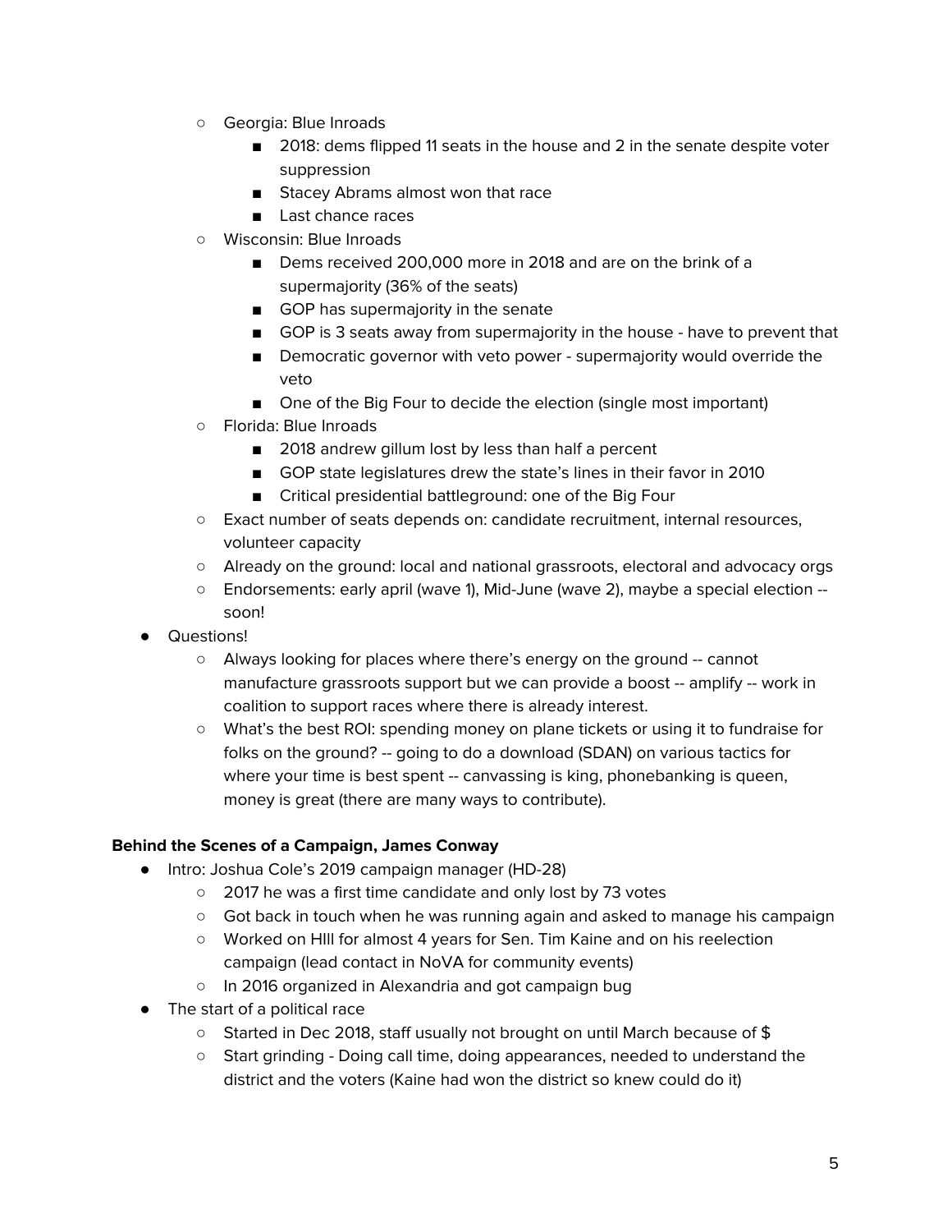- Georgia: Blue Inroads
    - 2018: dems flipped 11 seats in the house and 2 in the senate despite voter suppression
    - Stacey Abrams almost won that race
    - Last chance races
- Wisconsin: Blue Inroads
    - Dems received 200,000 more in 2018 and are on the brink of a supermajority (36% of the seats)
    - GOP has supermajority in the senate
    - GOP is 3 seats away from supermajority in the house - have to prevent that
    - Democratic governor with veto power - supermajority would override the veto
    - One of the Big Four to decide the election (single most important)
- Florida: Blue Inroads
    - 2018 andrew gillum lost by less than half a percent
    - GOP state legislatures drew the state's lines in their favor in 2010
    - Critical presidential battleground: one of the Big Four
- Exact number of seats depends on: candidate recruitment, internal resources, volunteer capacity
- Already on the ground: local and national grassroots, electoral and advocacy orgs
- Endorsements: early april (wave 1), Mid-June (wave 2), maybe a special election -- soon!

- Questions!
    - Always looking for places where there's energy on the ground -- cannot manufacture grassroots support but we can provide a boost -- amplify -- work in coalition to support races where there is already interest.
    - What's the best ROI: spending money on plane tickets or using it to fundraise for folks on the ground? -- going to do a download (SDAN) on various tactics for where your time is best spent -- canvassing is king, phonebanking is queen, money is great (there are many ways to contribute).

**Behind the Scenes of a Campaign, James Conway**

- Intro: Joshua Cole's 2019 campaign manager (HD-28)
    - 2017 he was a first time candidate and only lost by 73 votes
    - Got back in touch when he was running again and asked to manage his campaign
    - Worked on HIll for almost 4 years for Sen. Tim Kaine and on his reelection campaign (lead contact in NoVA for community events)
    - In 2016 organized in Alexandria and got campaign bug
- The start of a political race
    - Started in Dec 2018, staff usually not brought on until March because of $
    - Start grinding - Doing call time, doing appearances, needed to understand the district and the voters (Kaine had won the district so knew could do it)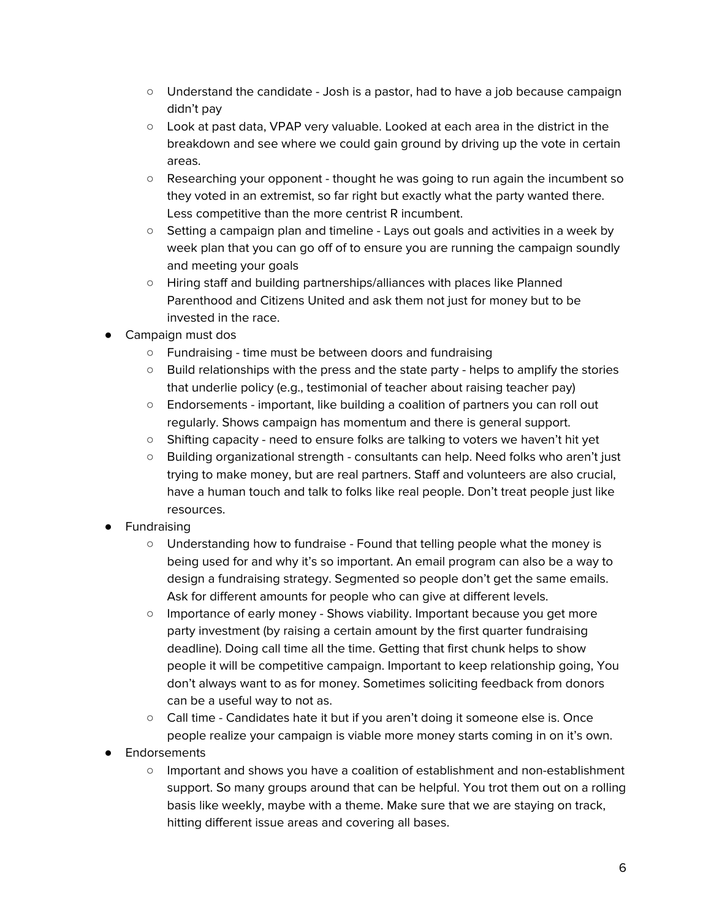- Understand the candidate - Josh is a pastor, had to have a job because campaign didn't pay
    - Look at past data, VPAP very valuable. Looked at each area in the district in the breakdown and see where we could gain ground by driving up the vote in certain areas.
    - Researching your opponent - thought he was going to run again the incumbent so they voted in an extremist, so far right but exactly what the party wanted there. Less competitive than the more centrist R incumbent.
    - Setting a campaign plan and timeline - Lays out goals and activities in a week by week plan that you can go off of to ensure you are running the campaign soundly and meeting your goals
    - Hiring staff and building partnerships/alliances with places like Planned Parenthood and Citizens United and ask them not just for money but to be invested in the race.
- Campaign must dos
    - Fundraising - time must be between doors and fundraising
    - Build relationships with the press and the state party - helps to amplify the stories that underlie policy (e.g., testimonial of teacher about raising teacher pay)
    - Endorsements - important, like building a coalition of partners you can roll out regularly. Shows campaign has momentum and there is general support.
    - Shifting capacity - need to ensure folks are talking to voters we haven't hit yet
    - Building organizational strength - consultants can help. Need folks who aren't just trying to make money, but are real partners. Staff and volunteers are also crucial, have a human touch and talk to folks like real people. Don't treat people just like resources.
- Fundraising
    - Understanding how to fundraise - Found that telling people what the money is being used for and why it's so important. An email program can also be a way to design a fundraising strategy. Segmented so people don't get the same emails. Ask for different amounts for people who can give at different levels.
    - Importance of early money - Shows viability. Important because you get more party investment (by raising a certain amount by the first quarter fundraising deadline). Doing call time all the time. Getting that first chunk helps to show people it will be competitive campaign. Important to keep relationship going, You don't always want to as for money. Sometimes soliciting feedback from donors can be a useful way to not as.
    - Call time - Candidates hate it but if you aren't doing it someone else is. Once people realize your campaign is viable more money starts coming in on it's own.
- Endorsements
    - Important and shows you have a coalition of establishment and non-establishment support. So many groups around that can be helpful. You trot them out on a rolling basis like weekly, maybe with a theme. Make sure that we are staying on track, hitting different issue areas and covering all bases.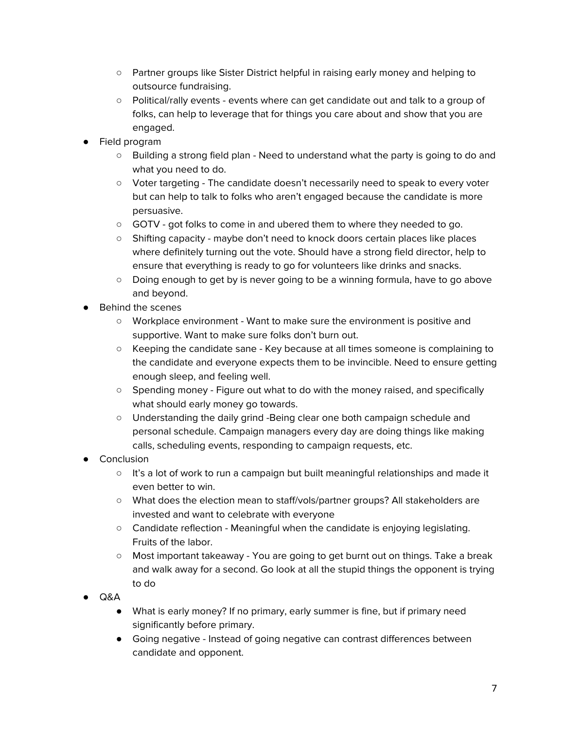- Partner groups like Sister District helpful in raising early money and helping to outsource fundraising.
  - Political/rally events - events where can get candidate out and talk to a group of folks, can help to leverage that for things you care about and show that you are engaged.
- Field program
  - Building a strong field plan - Need to understand what the party is going to do and what you need to do.
  - Voter targeting - The candidate doesn't necessarily need to speak to every voter but can help to talk to folks who aren't engaged because the candidate is more persuasive.
  - GOTV - got folks to come in and ubered them to where they needed to go.
  - Shifting capacity - maybe don't need to knock doors certain places like places where definitely turning out the vote. Should have a strong field director, help to ensure that everything is ready to go for volunteers like drinks and snacks.
  - Doing enough to get by is never going to be a winning formula, have to go above and beyond.
- Behind the scenes
  - Workplace environment - Want to make sure the environment is positive and supportive. Want to make sure folks don't burn out.
  - Keeping the candidate sane - Key because at all times someone is complaining to the candidate and everyone expects them to be invincible. Need to ensure getting enough sleep, and feeling well.
  - Spending money - Figure out what to do with the money raised, and specifically what should early money go towards.
  - Understanding the daily grind -Being clear one both campaign schedule and personal schedule. Campaign managers every day are doing things like making calls, scheduling events, responding to campaign requests, etc.
- Conclusion
  - It's a lot of work to run a campaign but built meaningful relationships and made it even better to win.
  - What does the election mean to staff/vols/partner groups? All stakeholders are invested and want to celebrate with everyone
  - Candidate reflection - Meaningful when the candidate is enjoying legislating. Fruits of the labor.
  - Most important takeaway - You are going to get burnt out on things. Take a break and walk away for a second. Go look at all the stupid things the opponent is trying to do
- Q&A
  - What is early money? If no primary, early summer is fine, but if primary need significantly before primary.
  - Going negative - Instead of going negative can contrast differences between candidate and opponent.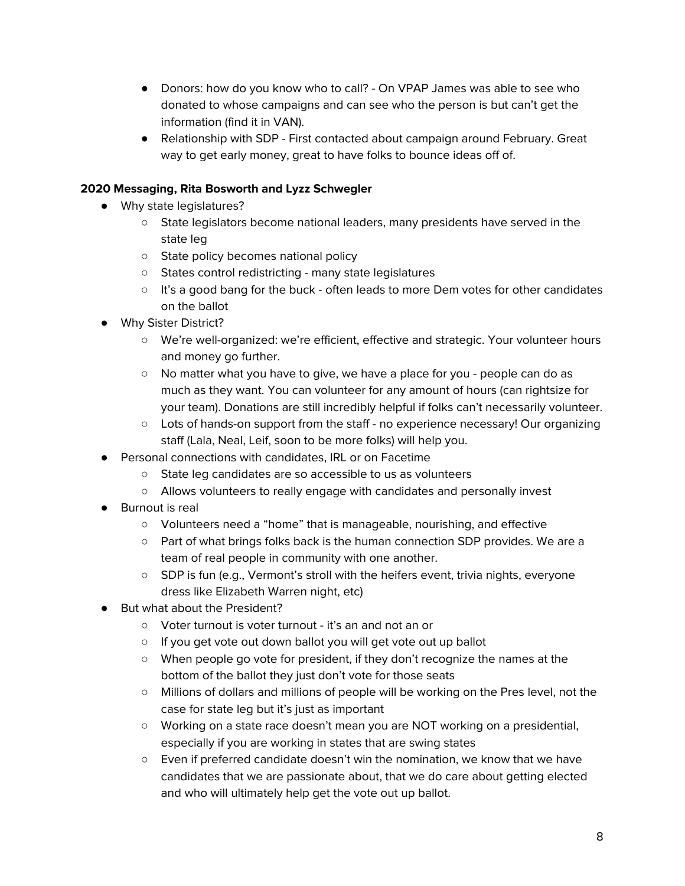- Donors: how do you know who to call? - On VPAP James was able to see who donated to whose campaigns and can see who the person is but can't get the information (find it in VAN).
- Relationship with SDP - First contacted about campaign around February. Great way to get early money, great to have folks to bounce ideas off of.

**2020 Messaging, Rita Bosworth and Lyzz Schwegler**

- Why state legislatures?
  - State legislators become national leaders, many presidents have served in the state leg
  - State policy becomes national policy
  - States control redistricting - many state legislatures
  - It's a good bang for the buck - often leads to more Dem votes for other candidates on the ballot
- Why Sister District?
  - We're well-organized: we're efficient, effective and strategic. Your volunteer hours and money go further.
  - No matter what you have to give, we have a place for you - people can do as much as they want. You can volunteer for any amount of hours (can rightsize for your team). Donations are still incredibly helpful if folks can't necessarily volunteer.
  - Lots of hands-on support from the staff - no experience necessary! Our organizing staff (Lala, Neal, Leif, soon to be more folks) will help you.
- Personal connections with candidates, IRL or on Facetime
  - State leg candidates are so accessible to us as volunteers
  - Allows volunteers to really engage with candidates and personally invest
- Burnout is real
  - Volunteers need a "home" that is manageable, nourishing, and effective
  - Part of what brings folks back is the human connection SDP provides. We are a team of real people in community with one another.
  - SDP is fun (e.g., Vermont's stroll with the heifers event, trivia nights, everyone dress like Elizabeth Warren night, etc)
- But what about the President?
  - Voter turnout is voter turnout - it's an and not an or
  - If you get vote out down ballot you will get vote out up ballot
  - When people go vote for president, if they don't recognize the names at the bottom of the ballot they just don't vote for those seats
  - Millions of dollars and millions of people will be working on the Pres level, not the case for state leg but it's just as important
  - Working on a state race doesn't mean you are NOT working on a presidential, especially if you are working in states that are swing states
  - Even if preferred candidate doesn't win the nomination, we know that we have candidates that we are passionate about, that we do care about getting elected and who will ultimately help get the vote out up ballot.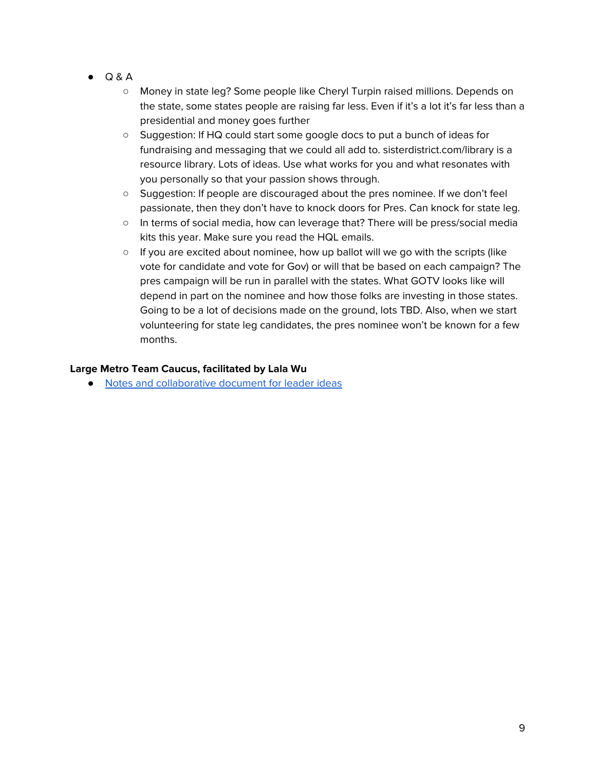- Q & A
    - Money in state leg? Some people like Cheryl Turpin raised millions. Depends on the state, some states people are raising far less. Even if it's a lot it's far less than a presidential and money goes further
    - Suggestion: If HQ could start some google docs to put a bunch of ideas for fundraising and messaging that we could all add to. sisterdistrict.com/library is a resource library. Lots of ideas. Use what works for you and what resonates with you personally so that your passion shows through.
    - Suggestion: If people are discouraged about the pres nominee. If we don't feel passionate, then they don't have to knock doors for Pres. Can knock for state leg.
    - In terms of social media, how can leverage that? There will be press/social media kits this year. Make sure you read the HQL emails.
    - If you are excited about nominee, how up ballot will we go with the scripts (like vote for candidate and vote for Gov) or will that be based on each campaign? The pres campaign will be run in parallel with the states. What GOTV looks like will depend in part on the nominee and how those folks are investing in those states. Going to be a lot of decisions made on the ground, lots TBD. Also, when we start volunteering for state leg candidates, the pres nominee won't be known for a few months.

**Large Metro Team Caucus, facilitated by Lala Wu**

- Notes and collaborative document for leader ideas